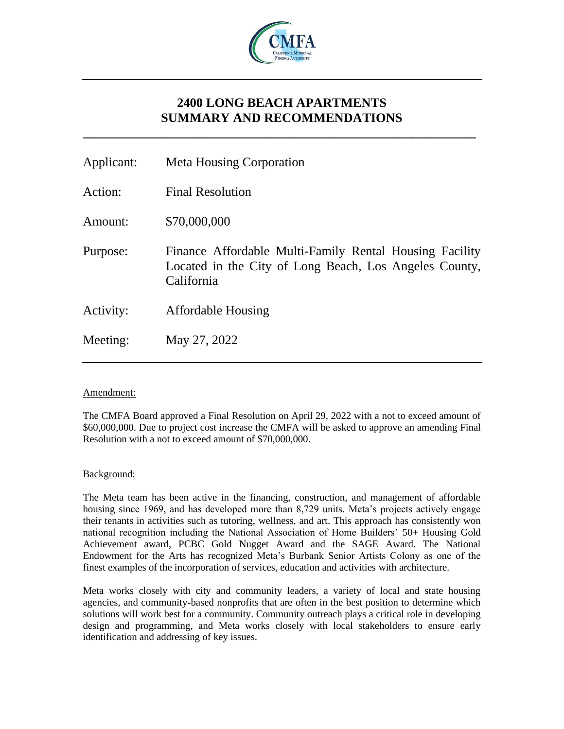# 2400 LONG BEACH APARTMENTS
# SUMMARY AND RECOMMENDATIONS

| | |
|---|---|
| Applicant: | Meta Housing Corporation |
| Action: | Final Resolution |
| Amount: | $70,000,000 |
| Purpose: | Finance Affordable Multi-Family Rental Housing Facility Located in the City of Long Beach, Los Angeles County, California |
| Activity: | Affordable Housing |
| Meeting: | May 27, 2022 |

## Amendment:

The CMFA Board approved a Final Resolution on April 29, 2022 with a not to exceed amount of $60,000,000. Due to project cost increase the CMFA will be asked to approve an amending Final Resolution with a not to exceed amount of $70,000,000.

## Background:

The Meta team has been active in the financing, construction, and management of affordable housing since 1969, and has developed more than 8,729 units. Meta's projects actively engage their tenants in activities such as tutoring, wellness, and art. This approach has consistently won national recognition including the National Association of Home Builders' 50+ Housing Gold Achievement award, PCBC Gold Nugget Award and the SAGE Award. The National Endowment for the Arts has recognized Meta's Burbank Senior Artists Colony as one of the finest examples of the incorporation of services, education and activities with architecture.

Meta works closely with city and community leaders, a variety of local and state housing agencies, and community-based nonprofits that are often in the best position to determine which solutions will work best for a community. Community outreach plays a critical role in developing design and programming, and Meta works closely with local stakeholders to ensure early identification and addressing of key issues.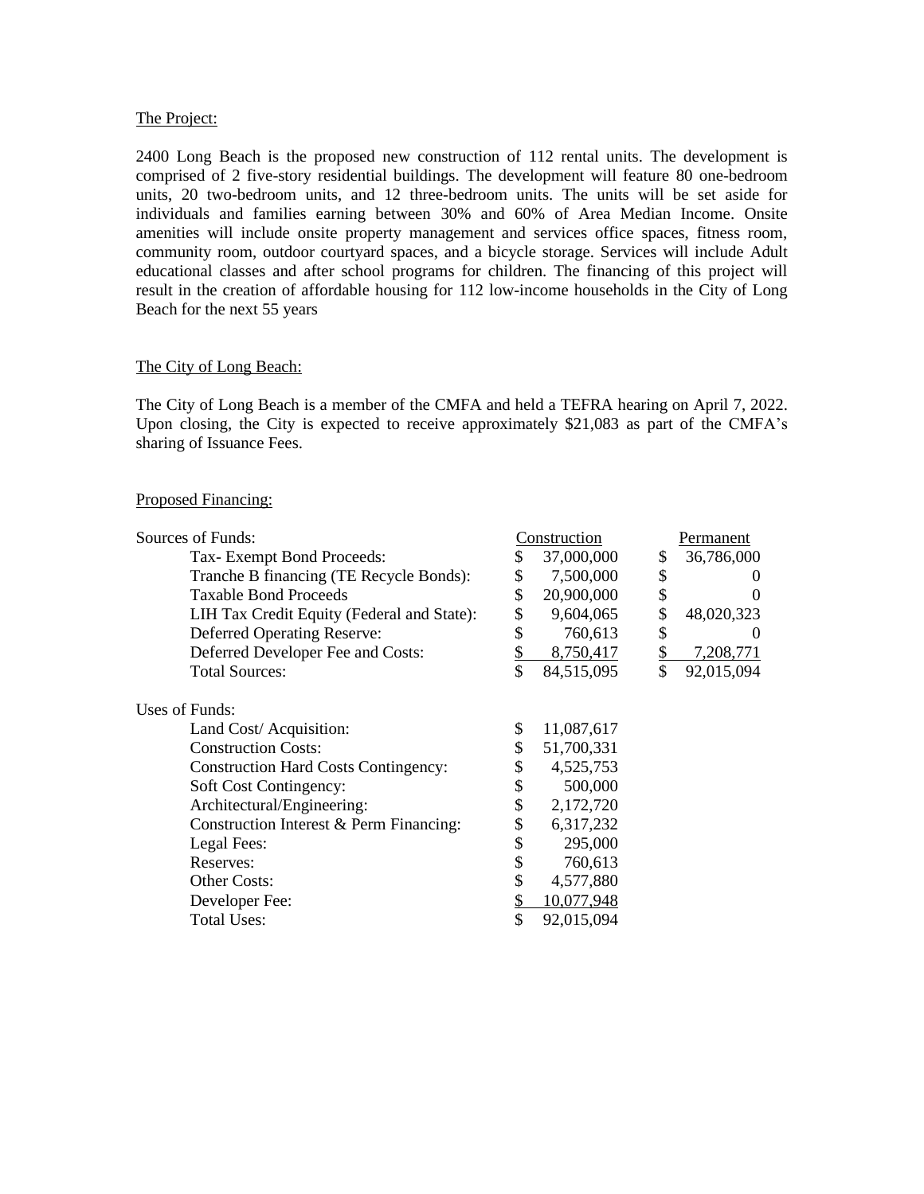The Project:

2400 Long Beach is the proposed new construction of 112 rental units. The development is comprised of 2 five-story residential buildings. The development will feature 80 one-bedroom units, 20 two-bedroom units, and 12 three-bedroom units. The units will be set aside for individuals and families earning between 30% and 60% of Area Median Income. Onsite amenities will include onsite property management and services office spaces, fitness room, community room, outdoor courtyard spaces, and a bicycle storage. Services will include Adult educational classes and after school programs for children. The financing of this project will result in the creation of affordable housing for 112 low-income households in the City of Long Beach for the next 55 years

The City of Long Beach:

The City of Long Beach is a member of the CMFA and held a TEFRA hearing on April 7, 2022. Upon closing, the City is expected to receive approximately $21,083 as part of the CMFA's sharing of Issuance Fees.

Proposed Financing:

| Sources of Funds: | Construction | Permanent |
|---|---|---|
| Tax- Exempt Bond Proceeds: | $ 37,000,000 | $ 36,786,000 |
| Tranche B financing (TE Recycle Bonds): | $ 7,500,000 | $ 0 |
| Taxable Bond Proceeds | $ 20,900,000 | $ 0 |
| LIH Tax Credit Equity (Federal and State): | $ 9,604,065 | $ 48,020,323 |
| Deferred Operating Reserve: | $ 760,613 | $ 0 |
| Deferred Developer Fee and Costs: | $ 8,750,417 | $ 7,208,771 |
| Total Sources: | $ 84,515,095 | $ 92,015,094 |

| Uses of Funds: | |
|---|---|
| Land Cost/ Acquisition: | $ 11,087,617 |
| Construction Costs: | $ 51,700,331 |
| Construction Hard Costs Contingency: | $ 4,525,753 |
| Soft Cost Contingency: | $ 500,000 |
| Architectural/Engineering: | $ 2,172,720 |
| Construction Interest & Perm Financing: | $ 6,317,232 |
| Legal Fees: | $ 295,000 |
| Reserves: | $ 760,613 |
| Other Costs: | $ 4,577,880 |
| Developer Fee: | $ 10,077,948 |
| Total Uses: | $ 92,015,094 |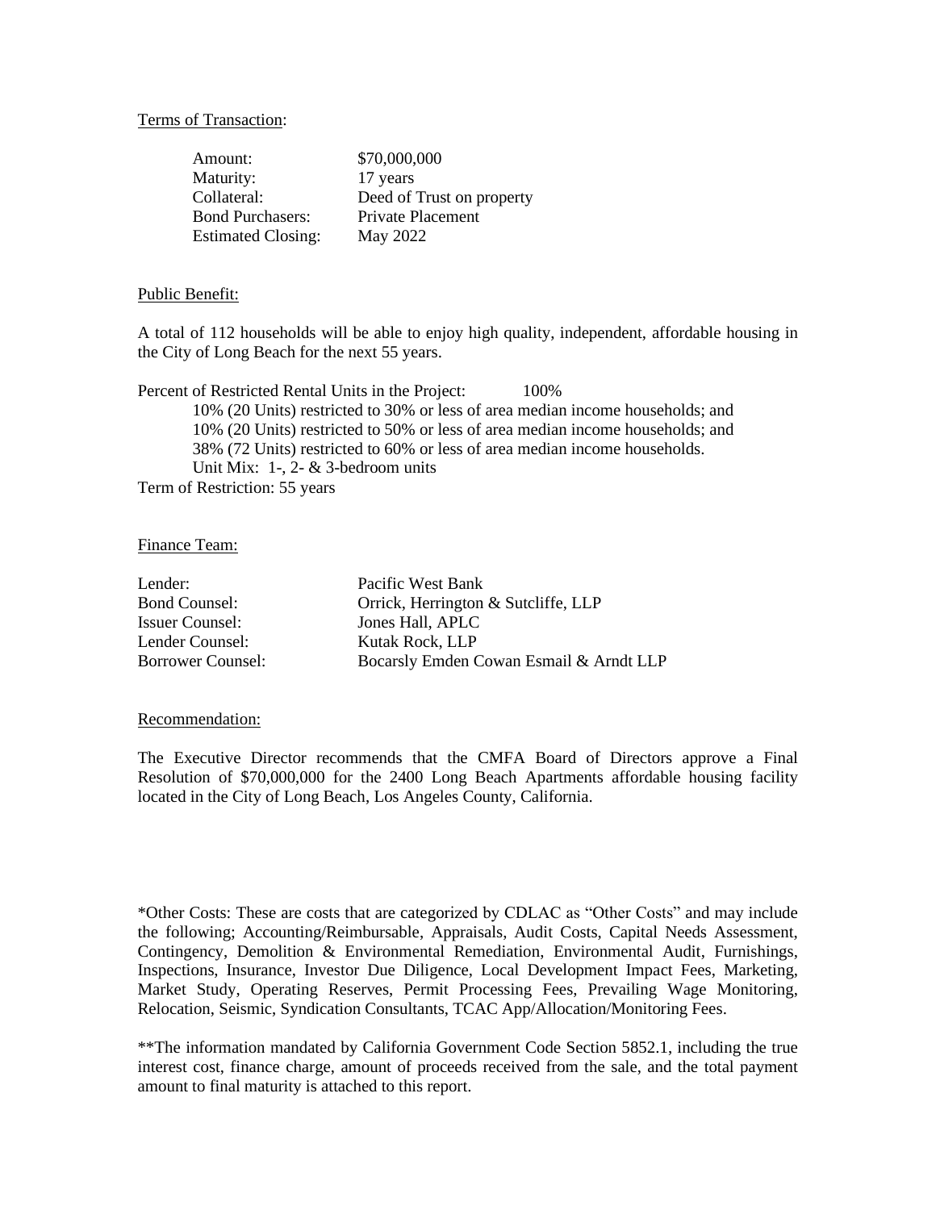Terms of Transaction:

| | |
|---|---|
| Amount: | $70,000,000 |
| Maturity: | 17 years |
| Collateral: | Deed of Trust on property |
| Bond Purchasers: | Private Placement |
| Estimated Closing: | May 2022 |

Public Benefit:

A total of 112 households will be able to enjoy high quality, independent, affordable housing in the City of Long Beach for the next 55 years.

Percent of Restricted Rental Units in the Project: 100%

- 10% (20 Units) restricted to 30% or less of area median income households; and
- 10% (20 Units) restricted to 50% or less of area median income households; and
- 38% (72 Units) restricted to 60% or less of area median income households.
- Unit Mix: 1-, 2- & 3-bedroom units

Term of Restriction: 55 years

Finance Team:

| | |
|---|---|
| Lender: | Pacific West Bank |
| Bond Counsel: | Orrick, Herrington & Sutcliffe, LLP |
| Issuer Counsel: | Jones Hall, APLC |
| Lender Counsel: | Kutak Rock, LLP |
| Borrower Counsel: | Bocarsly Emden Cowan Esmail & Arndt LLP |

Recommendation:

The Executive Director recommends that the CMFA Board of Directors approve a Final Resolution of $70,000,000 for the 2400 Long Beach Apartments affordable housing facility located in the City of Long Beach, Los Angeles County, California.

*Other Costs: These are costs that are categorized by CDLAC as "Other Costs" and may include the following; Accounting/Reimbursable, Appraisals, Audit Costs, Capital Needs Assessment, Contingency, Demolition & Environmental Remediation, Environmental Audit, Furnishings, Inspections, Insurance, Investor Due Diligence, Local Development Impact Fees, Marketing, Market Study, Operating Reserves, Permit Processing Fees, Prevailing Wage Monitoring, Relocation, Seismic, Syndication Consultants, TCAC App/Allocation/Monitoring Fees.

**The information mandated by California Government Code Section 5852.1, including the true interest cost, finance charge, amount of proceeds received from the sale, and the total payment amount to final maturity is attached to this report.